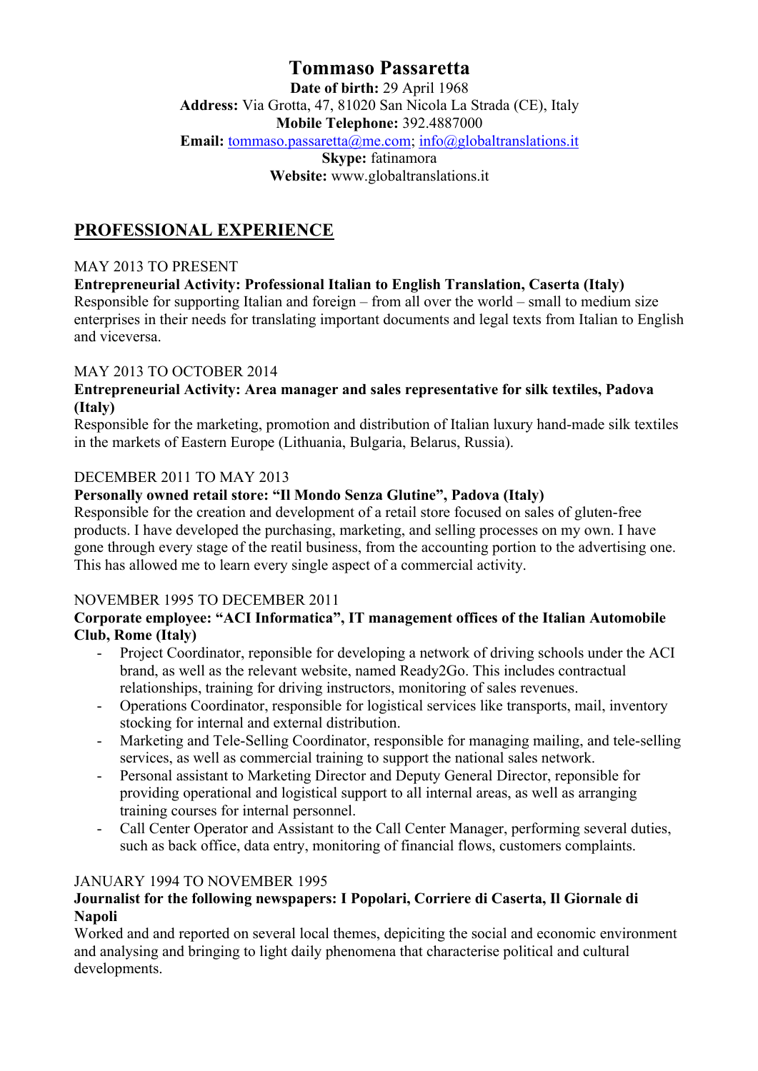# Tommaso Passaretta

**Date of birth:** 29 April 1968
**Address:** Via Grotta, 47, 81020 San Nicola La Strada (CE), Italy
**Mobile Telephone:** 392.4887000
**Email:** tommaso.passaretta@me.com; info@globaltranslations.it
**Skype:** fatinamora
**Website:** www.globaltranslations.it

## PROFESSIONAL EXPERIENCE

MAY 2013 TO PRESENT
**Entrepreneurial Activity: Professional Italian to English Translation, Caserta (Italy)**
Responsible for supporting Italian and foreign – from all over the world – small to medium size enterprises in their needs for translating important documents and legal texts from Italian to English and viceversa.

MAY 2013 TO OCTOBER 2014
**Entrepreneurial Activity: Area manager and sales representative for silk textiles, Padova (Italy)**
Responsible for the marketing, promotion and distribution of Italian luxury hand-made silk textiles in the markets of Eastern Europe (Lithuania, Bulgaria, Belarus, Russia).

DECEMBER 2011 TO MAY 2013
**Personally owned retail store: "Il Mondo Senza Glutine", Padova (Italy)**
Responsible for the creation and development of a retail store focused on sales of gluten-free products. I have developed the purchasing, marketing, and selling processes on my own. I have gone through every stage of the reatil business, from the accounting portion to the advertising one. This has allowed me to learn every single aspect of a commercial activity.

NOVEMBER 1995 TO DECEMBER 2011
**Corporate employee: "ACI Informatica", IT management offices of the Italian Automobile Club, Rome (Italy)**

- Project Coordinator, reponsible for developing a network of driving schools under the ACI brand, as well as the relevant website, named Ready2Go. This includes contractual relationships, training for driving instructors, monitoring of sales revenues.
- Operations Coordinator, responsible for logistical services like transports, mail, inventory stocking for internal and external distribution.
- Marketing and Tele-Selling Coordinator, responsible for managing mailing, and tele-selling services, as well as commercial training to support the national sales network.
- Personal assistant to Marketing Director and Deputy General Director, reponsible for providing operational and logistical support to all internal areas, as well as arranging training courses for internal personnel.
- Call Center Operator and Assistant to the Call Center Manager, performing several duties, such as back office, data entry, monitoring of financial flows, customers complaints.

JANUARY 1994 TO NOVEMBER 1995
**Journalist for the following newspapers: I Popolari, Corriere di Caserta, Il Giornale di Napoli**
Worked and and reported on several local themes, depiciting the social and economic environment and analysing and bringing to light daily phenomena that characterise political and cultural developments.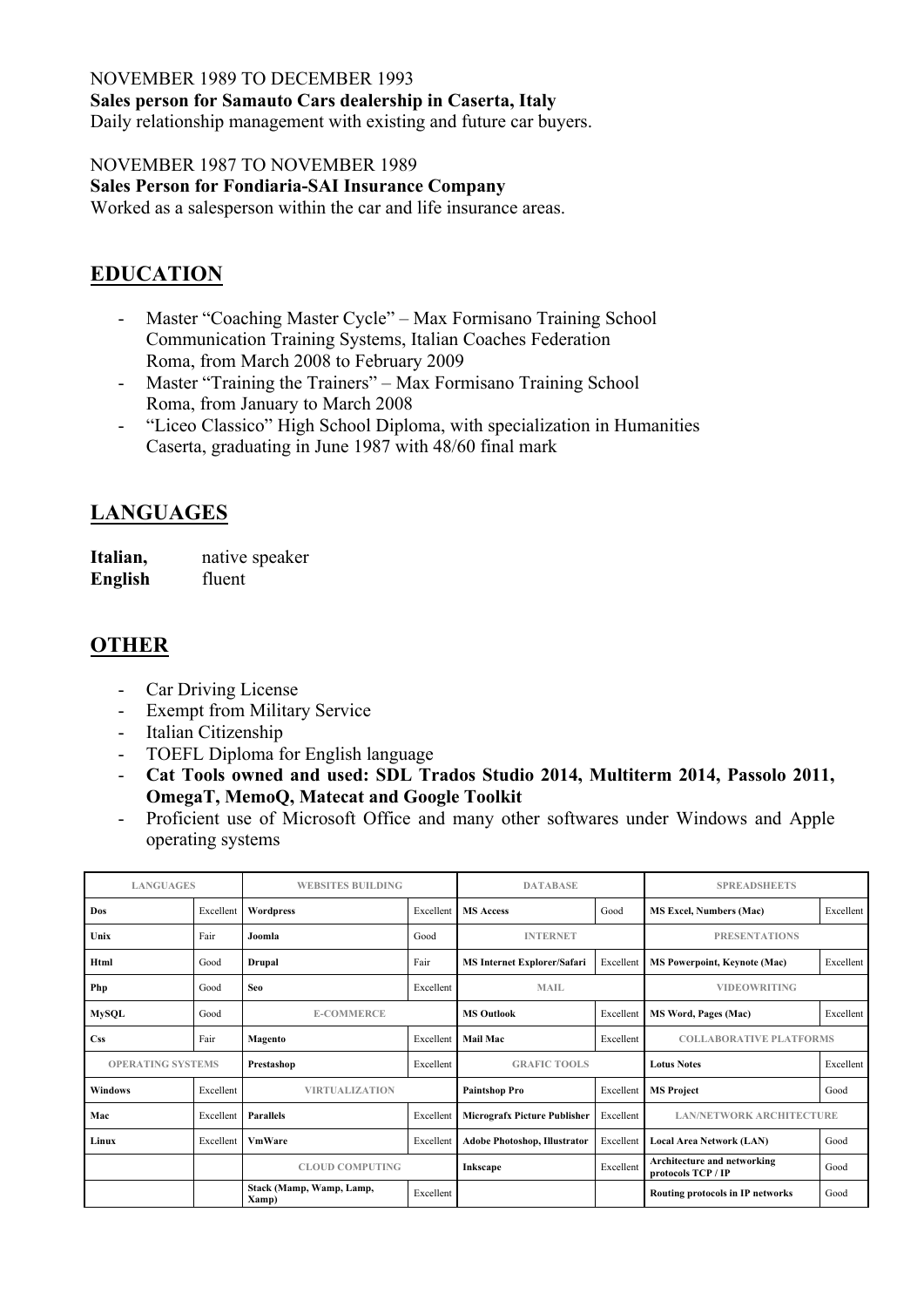NOVEMBER 1989 TO DECEMBER 1993
**Sales person for Samauto Cars dealership in Caserta, Italy**
Daily relationship management with existing and future car buyers.

NOVEMBER 1987 TO NOVEMBER 1989
**Sales Person for Fondiaria-SAI Insurance Company**
Worked as a salesperson within the car and life insurance areas.

## EDUCATION

- Master "Coaching Master Cycle" – Max Formisano Training School
  Communication Training Systems, Italian Coaches Federation
  Roma, from March 2008 to February 2009
- Master "Training the Trainers" – Max Formisano Training School
  Roma, from January to March 2008
- "Liceo Classico" High School Diploma, with specialization in Humanities
  Caserta, graduating in June 1987 with 48/60 final mark

## LANGUAGES

**Italian,** native speaker
**English** fluent

## OTHER

- Car Driving License
- Exempt from Military Service
- Italian Citizenship
- TOEFL Diploma for English language
- **Cat Tools owned and used: SDL Trados Studio 2014, Multiterm 2014, Passolo 2011, OmegaT, MemoQ, Matecat and Google Toolkit**
- Proficient use of Microsoft Office and many other softwares under Windows and Apple operating systems

| LANGUAGES | | WEBSITES BUILDING | | DATABASE | | SPREADSHEETS | |
|---|---|---|---|---|---|---|---|
| **Dos** | Excellent | **Wordpress** | Excellent | **MS Access** | Good | **MS Excel, Numbers (Mac)** | Excellent |
| **Unix** | Fair | **Joomla** | Good | INTERNET | | PRESENTATIONS | |
| **Html** | Good | **Drupal** | Fair | **MS Internet Explorer/Safari** | Excellent | **MS Powerpoint, Keynote (Mac)** | Excellent |
| **Php** | Good | **Seo** | Excellent | MAIL | | VIDEOWRITING | |
| **MySQL** | Good | E-COMMERCE | | **MS Outlook** | Excellent | **MS Word, Pages (Mac)** | Excellent |
| **Css** | Fair | **Magento** | Excellent | **Mail Mac** | Excellent | COLLABORATIVE PLATFORMS | |
| OPERATING SYSTEMS | | **Prestashop** | Excellent | GRAFIC TOOLS | | **Lotus Notes** | Excellent |
| **Windows** | Excellent | VIRTUALIZATION | | **Paintshop Pro** | Excellent | **MS Project** | Good |
| **Mac** | Excellent | **Parallels** | Excellent | **Micrografx Picture Publisher** | Excellent | LAN/NETWORK ARCHITECTURE | |
| **Linux** | Excellent | **VmWare** | Excellent | **Adobe Photoshop, Illustrator** | Excellent | **Local Area Network (LAN)** | Good |
| | | CLOUD COMPUTING | | **Inkscape** | Excellent | **Architecture and networking protocols TCP / IP** | Good |
| | | **Stack (Mamp, Wamp, Lamp, Xamp)** | Excellent | | | **Routing protocols in IP networks** | Good |